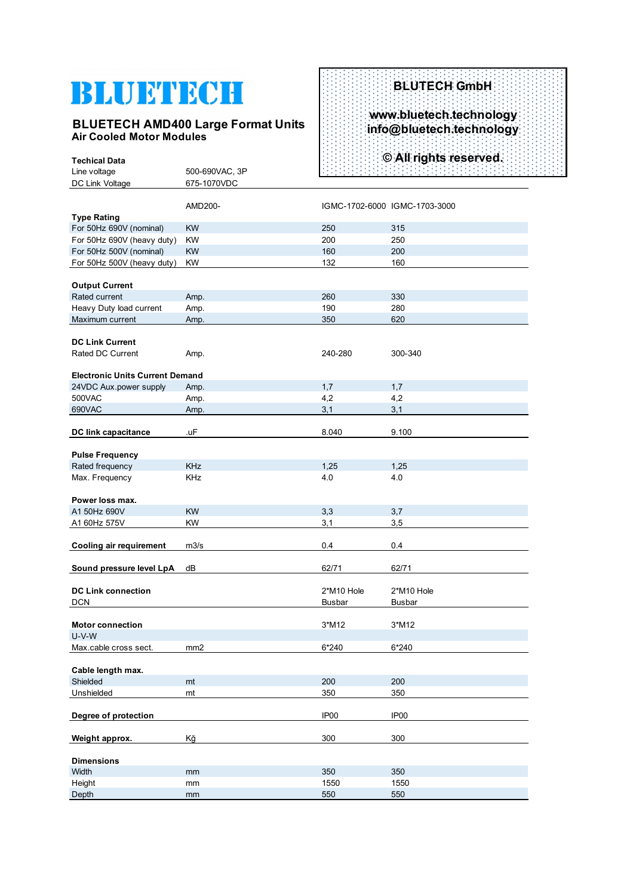# BLUETECH

## BLUETECH AMD400 Large Format Units
### Air Cooled Motor Modules

**BLUTECH GmbH**

**www.bluetech.technology**
**info@bluetech.technology**

**© All rights reserved.**

| **Techical Data** | | | |
|---|---|---|---|
| Line voltage | 500-690VAC, 3P | | |
| DC Link Voltage | 675-1070VDC | | |
| | AMD200- | IGMC-1702-6000 | IGMC-1703-3000 |
| **Type Rating** | | | |
| For 50Hz 690V (nominal) | KW | 250 | 315 |
| For 50Hz 690V (heavy duty) | KW | 200 | 250 |
| For 50Hz 500V (nominal) | KW | 160 | 200 |
| For 50Hz 500V (heavy duty) | KW | 132 | 160 |
| **Output Current** | | | |
| Rated current | Amp. | 260 | 330 |
| Heavy Duty load current | Amp. | 190 | 280 |
| Maximum current | Amp. | 350 | 620 |
| **DC Link Current** | | | |
| Rated DC Current | Amp. | 240-280 | 300-340 |
| **Electronic Units Current Demand** | | | |
| 24VDC Aux.power supply | Amp. | 1,7 | 1,7 |
| 500VAC | Amp. | 4,2 | 4,2 |
| 690VAC | Amp. | 3,1 | 3,1 |
| **DC link capacitance** | .uF | 8.040 | 9.100 |
| **Pulse Frequency** | | | |
| Rated frequency | KHz | 1,25 | 1,25 |
| Max. Frequency | KHz | 4.0 | 4.0 |
| **Power loss max.** | | | |
| A1 50Hz 690V | KW | 3,3 | 3,7 |
| A1 60Hz 575V | KW | 3,1 | 3,5 |
| **Cooling air requirement** | m3/s | 0.4 | 0.4 |
| **Sound pressure level LpA** | dB | 62/71 | 62/71 |
| **DC Link connection** | | 2*M10 Hole | 2*M10 Hole |
| DCN | | Busbar | Busbar |
| **Motor connection** | | 3*M12 | 3*M12 |
| U-V-W | | | |
| Max.cable cross sect. | mm2 | 6*240 | 6*240 |
| **Cable length max.** | | | |
| Shielded | mt | 200 | 200 |
| Unshielded | mt | 350 | 350 |
| **Degree of protection** | | IP00 | IP00 |
| **Weight approx.** | Kğ | 300 | 300 |
| **Dimensions** | | | |
| Width | mm | 350 | 350 |
| Height | mm | 1550 | 1550 |
| Depth | mm | 550 | 550 |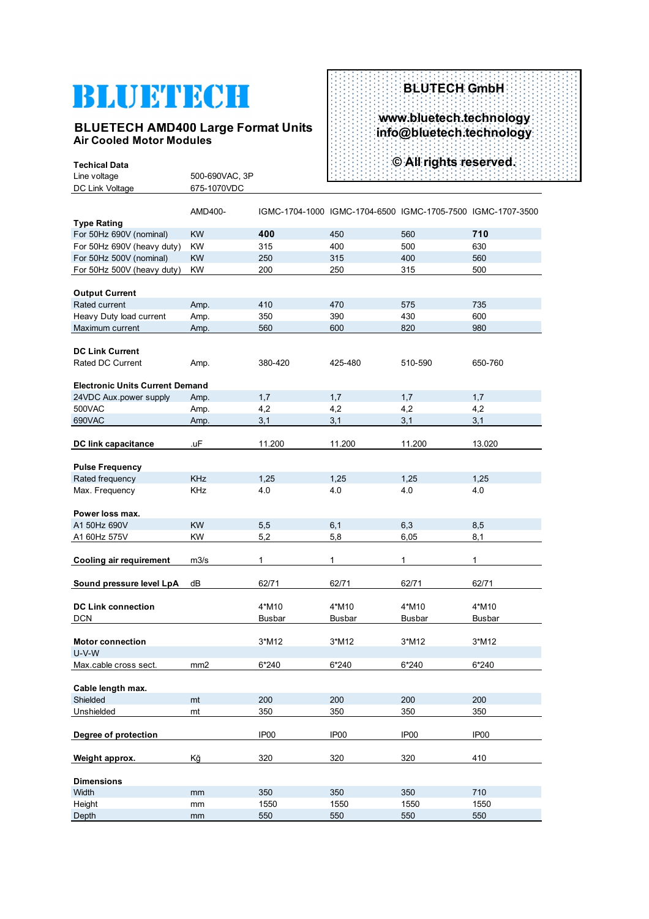# BLUETECH

**BLUETECH AMD400 Large Format Units**
**Air Cooled Motor Modules**

**BLUTECH GmbH**

**www.bluetech.technology**
**info@bluetech.technology**

**© All rights reserved.**

| **Techical Data** | | | | | |
|---|---|---|---|---|---|
| Line voltage | 500-690VAC, 3P | | | | |
| DC Link Voltage | 675-1070VDC | | | | |
| | AMD400- | IGMC-1704-1000 | IGMC-1704-6500 | IGMC-1705-7500 | IGMC-1707-3500 |
| **Type Rating** | | | | | |
| For 50Hz 690V (nominal) | KW | **400** | 450 | 560 | **710** |
| For 50Hz 690V (heavy duty) | KW | 315 | 400 | 500 | 630 |
| For 50Hz 500V (nominal) | KW | 250 | 315 | 400 | 560 |
| For 50Hz 500V (heavy duty) | KW | 200 | 250 | 315 | 500 |
| **Output Current** | | | | | |
| Rated current | Amp. | 410 | 470 | 575 | 735 |
| Heavy Duty load current | Amp. | 350 | 390 | 430 | 600 |
| Maximum current | Amp. | 560 | 600 | 820 | 980 |
| **DC Link Current** | | | | | |
| Rated DC Current | Amp. | 380-420 | 425-480 | 510-590 | 650-760 |
| **Electronic Units Current Demand** | | | | | |
| 24VDC Aux.power supply | Amp. | 1,7 | 1,7 | 1,7 | 1,7 |
| 500VAC | Amp. | 4,2 | 4,2 | 4,2 | 4,2 |
| 690VAC | Amp. | 3,1 | 3,1 | 3,1 | 3,1 |
| **DC link capacitance** | .uF | 11.200 | 11.200 | 11.200 | 13.020 |
| **Pulse Frequency** | | | | | |
| Rated frequency | KHz | 1,25 | 1,25 | 1,25 | 1,25 |
| Max. Frequency | KHz | 4.0 | 4.0 | 4.0 | 4.0 |
| **Power loss max.** | | | | | |
| A1 50Hz 690V | KW | 5,5 | 6,1 | 6,3 | 8,5 |
| A1 60Hz 575V | KW | 5,2 | 5,8 | 6,05 | 8,1 |
| **Cooling air requirement** | m3/s | 1 | 1 | 1 | 1 |
| **Sound pressure level LpA** | dB | 62/71 | 62/71 | 62/71 | 62/71 |
| **DC Link connection** | | 4*M10 | 4*M10 | 4*M10 | 4*M10 |
| DCN | | Busbar | Busbar | Busbar | Busbar |
| **Motor connection** | | 3*M12 | 3*M12 | 3*M12 | 3*M12 |
| U-V-W | | | | | |
| Max.cable cross sect. | mm2 | 6*240 | 6*240 | 6*240 | 6*240 |
| **Cable length max.** | | | | | |
| Shielded | mt | 200 | 200 | 200 | 200 |
| Unshielded | mt | 350 | 350 | 350 | 350 |
| **Degree of protection** | | IP00 | IP00 | IP00 | IP00 |
| **Weight approx.** | Kğ | 320 | 320 | 320 | 410 |
| **Dimensions** | | | | | |
| Width | mm | 350 | 350 | 350 | 710 |
| Height | mm | 1550 | 1550 | 1550 | 1550 |
| Depth | mm | 550 | 550 | 550 | 550 |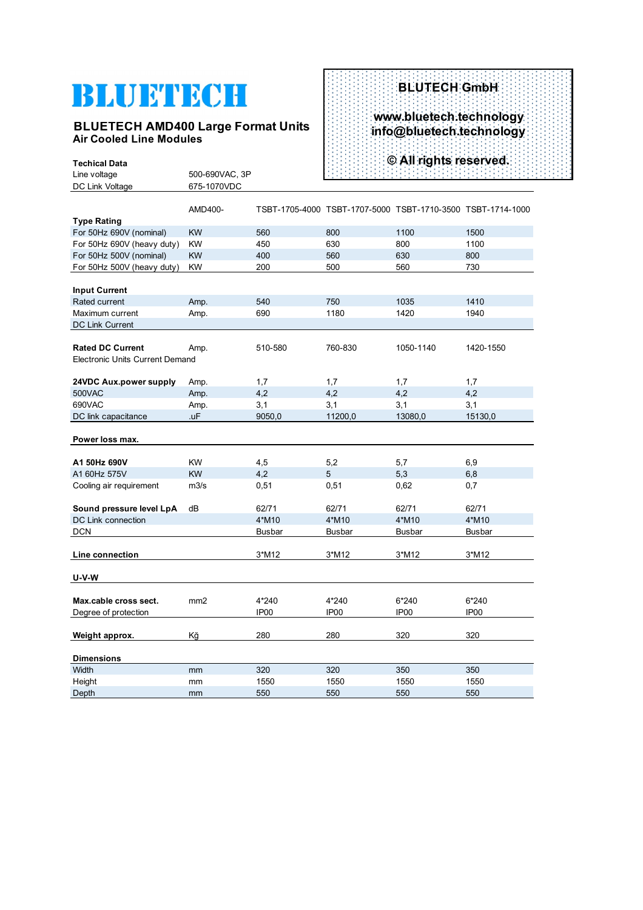# BLUETECH

## BLUETECH AMD400 Large Format Units
### Air Cooled Line Modules

**BLUETECH GmbH**

**www.bluetech.technology**
**info@bluetech.technology**

**© All rights reserved.**

| | | | | | |
|---|---|---|---|---|---|
| **Techical Data** | | | | | |
| Line voltage | 500-690VAC, 3P | | | | |
| DC Link Voltage | 675-1070VDC | | | | |
| | AMD400- | TSBT-1705-4000 | TSBT-1707-5000 | TSBT-1710-3500 | TSBT-1714-1000 |
| **Type Rating** | | | | | |
| For 50Hz 690V (nominal) | KW | 560 | 800 | 1100 | 1500 |
| For 50Hz 690V (heavy duty) | KW | 450 | 630 | 800 | 1100 |
| For 50Hz 500V (nominal) | KW | 400 | 560 | 630 | 800 |
| For 50Hz 500V (heavy duty) | KW | 200 | 500 | 560 | 730 |
| **Input Current** | | | | | |
| Rated current | Amp. | 540 | 750 | 1035 | 1410 |
| Maximum current | Amp. | 690 | 1180 | 1420 | 1940 |
| DC Link Current | | | | | |
| **Rated DC Current** | Amp. | 510-580 | 760-830 | 1050-1140 | 1420-1550 |
| Electronic Units Current Demand | | | | | |
| **24VDC Aux.power supply** | Amp. | 1,7 | 1,7 | 1,7 | 1,7 |
| 500VAC | Amp. | 4,2 | 4,2 | 4,2 | 4,2 |
| 690VAC | Amp. | 3,1 | 3,1 | 3,1 | 3,1 |
| DC link capacitance | .uF | 9050,0 | 11200,0 | 13080,0 | 15130,0 |
| **Power loss max.** | | | | | |
| **A1 50Hz 690V** | KW | 4,5 | 5,2 | 5,7 | 6,9 |
| A1 60Hz 575V | KW | 4,2 | 5 | 5,3 | 6,8 |
| Cooling air requirement | m3/s | 0,51 | 0,51 | 0,62 | 0,7 |
| **Sound pressure level LpA** | dB | 62/71 | 62/71 | 62/71 | 62/71 |
| DC Link connection | | 4*M10 | 4*M10 | 4*M10 | 4*M10 |
| DCN | | Busbar | Busbar | Busbar | Busbar |
| **Line connection** | | 3*M12 | 3*M12 | 3*M12 | 3*M12 |
| **U-V-W** | | | | | |
| **Max.cable cross sect.** | mm2 | 4*240 | 4*240 | 6*240 | 6*240 |
| Degree of protection | | IP00 | IP00 | IP00 | IP00 |
| **Weight approx.** | Kğ | 280 | 280 | 320 | 320 |
| **Dimensions** | | | | | |
| Width | mm | 320 | 320 | 350 | 350 |
| Height | mm | 1550 | 1550 | 1550 | 1550 |
| Depth | mm | 550 | 550 | 550 | 550 |